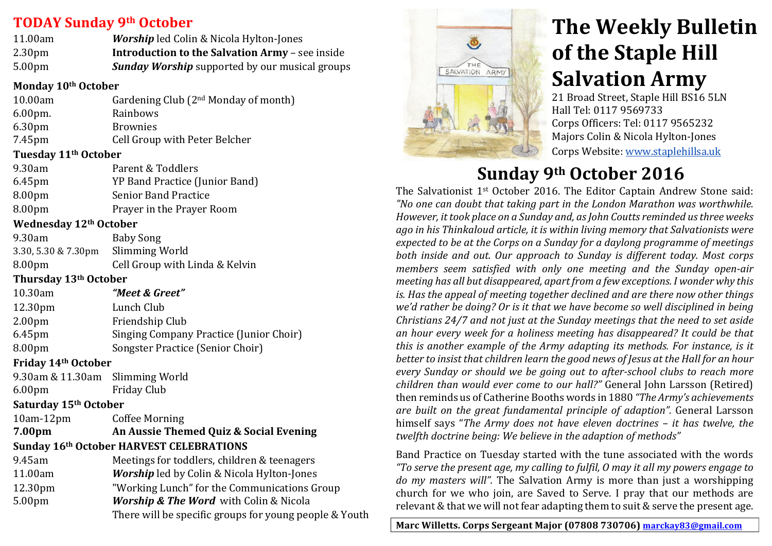## TODAY Sunday 9th October

| | |
|---|---|
| 11.00am | ***Worship*** led Colin & Nicola Hylton-Jones |
| 2.30pm | **Introduction to the Salvation Army** – see inside |
| 5.00pm | ***Sunday Worship*** supported by our musical groups |

**Monday 10th October**

| | |
|---|---|
| 10.00am | Gardening Club (2nd Monday of month) |
| 6.00pm. | Rainbows |
| 6.30pm | Brownies |
| 7.45pm | Cell Group with Peter Belcher |

**Tuesday 11th October**

| | |
|---|---|
| 9.30am | Parent & Toddlers |
| 6.45pm | YP Band Practice (Junior Band) |
| 8.00pm | Senior Band Practice |
| 8.00pm | Prayer in the Prayer Room |

**Wednesday 12th October**

| | |
|---|---|
| 9.30am | Baby Song |
| 3.30, 5.30 & 7.30pm | Slimming World |
| 8.00pm | Cell Group with Linda & Kelvin |

**Thursday 13th October**

| | |
|---|---|
| 10.30am | ***"Meet & Greet"*** |
| 12.30pm | Lunch Club |
| 2.00pm | Friendship Club |
| 6.45pm | Singing Company Practice (Junior Choir) |
| 8.00pm | Songster Practice (Senior Choir) |

**Friday 14th October**

| | |
|---|---|
| 9.30am & 11.30am | Slimming World |
| 6.00pm | Friday Club |

**Saturday 15th October**

| | |
|---|---|
| 10am-12pm | Coffee Morning |
| **7.00pm** | **An Aussie Themed Quiz & Social Evening** |

**Sunday 16th October HARVEST CELEBRATIONS**

| | |
|---|---|
| 9.45am | Meetings for toddlers, children & teenagers |
| 11.00am | ***Worship*** led by Colin & Nicola Hylton-Jones |
| 12.30pm | "Working Lunch" for the Communications Group |
| 5.00pm | ***Worship & The Word*** with Colin & Nicola |
| | There will be specific groups for young people & Youth |

# The Weekly Bulletin of the Staple Hill Salvation Army

21 Broad Street, Staple Hill BS16 5LN
Hall Tel: 0117 9569733
Corps Officers: Tel: 0117 9565232
Majors Colin & Nicola Hylton-Jones
Corps Website: www.staplehillsa.uk

## Sunday 9th October 2016

The Salvationist 1st October 2016. The Editor Captain Andrew Stone said: *"No one can doubt that taking part in the London Marathon was worthwhile. However, it took place on a Sunday and, as John Coutts reminded us three weeks ago in his Thinkaloud article, it is within living memory that Salvationists were expected to be at the Corps on a Sunday for a daylong programme of meetings both inside and out. Our approach to Sunday is different today. Most corps members seem satisfied with only one meeting and the Sunday open-air meeting has all but disappeared, apart from a few exceptions. I wonder why this is. Has the appeal of meeting together declined and are there now other things we'd rather be doing? Or is it that we have become so well disciplined in being Christians 24/7 and not just at the Sunday meetings that the need to set aside an hour every week for a holiness meeting has disappeared? It could be that this is another example of the Army adapting its methods. For instance, is it better to insist that children learn the good news of Jesus at the Hall for an hour every Sunday or should we be going out to after-school clubs to reach more children than would ever come to our hall?"* General John Larsson (Retired) then reminds us of Catherine Booths words in 1880 *"The Army's achievements are built on the great fundamental principle of adaption"*. General Larsson himself says "*The Army does not have eleven doctrines – it has twelve, the twelfth doctrine being: We believe in the adaption of methods*"

Band Practice on Tuesday started with the tune associated with the words *"To serve the present age, my calling to fulfil, O may it all my powers engage to do my masters will"*. The Salvation Army is more than just a worshipping church for we who join, are Saved to Serve. I pray that our methods are relevant & that we will not fear adapting them to suit & serve the present age.

**Marc Willetts. Corps Sergeant Major (07808 730706) marckay83@gmail.com**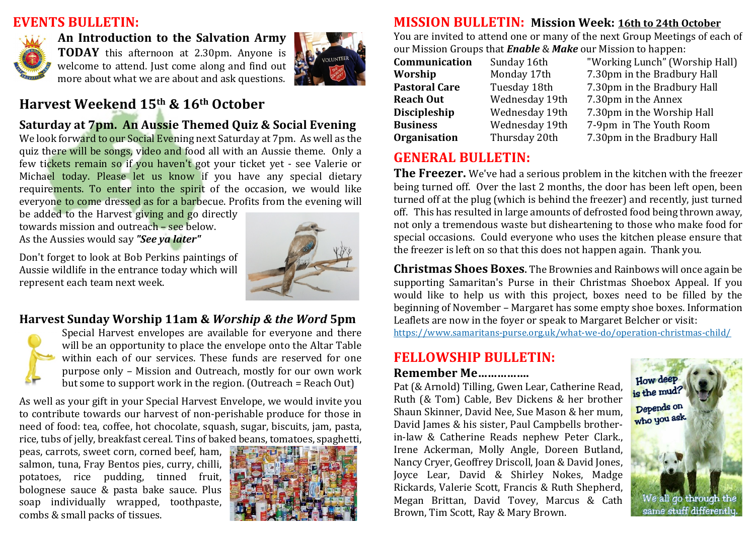# EVENTS BULLETIN:

## An Introduction to the Salvation Army

**TODAY** this afternoon at 2.30pm. Anyone is welcome to attend. Just come along and find out more about what we are about and ask questions.

## Harvest Weekend 15th & 16th October

### Saturday at 7pm. An Aussie Themed Quiz & Social Evening

We look forward to our Social Evening next Saturday at 7pm. As well as the quiz there will be songs, video and food all with an Aussie theme. Only a few tickets remain so if you haven't got your ticket yet - see Valerie or Michael today. Please let us know if you have any special dietary requirements. To enter into the spirit of the occasion, we would like everyone to come dressed as for a barbecue. Profits from the evening will be added to the Harvest giving and go directly towards mission and outreach – see below.

As the Aussies would say ***"See ya later"***

Don't forget to look at Bob Perkins paintings of Aussie wildlife in the entrance today which will represent each team next week.

### Harvest Sunday Worship 11am & *Worship & the Word* 5pm

Special Harvest envelopes are available for everyone and there will be an opportunity to place the envelope onto the Altar Table within each of our services. These funds are reserved for one purpose only – Mission and Outreach, mostly for our own work but some to support work in the region. (Outreach = Reach Out)

As well as your gift in your Special Harvest Envelope, we would invite you to contribute towards our harvest of non-perishable produce for those in need of food: tea, coffee, hot chocolate, squash, sugar, biscuits, jam, pasta, rice, tubs of jelly, breakfast cereal. Tins of baked beans, tomatoes, spaghetti, peas, carrots, sweet corn, corned beef, ham, salmon, tuna, Fray Bentos pies, curry, chilli, potatoes, rice pudding, tinned fruit, bolognese sauce & pasta bake sauce. Plus soap individually wrapped, toothpaste, combs & small packs of tissues.

# MISSION BULLETIN: Mission Week: 16th to 24th October

You are invited to attend one or many of the next Group Meetings of each of our Mission Groups that ***Enable*** & ***Make*** our Mission to happen:

| | | |
|---|---|---|
| **Communication** | Sunday 16th | "Working Lunch" (Worship Hall) |
| **Worship** | Monday 17th | 7.30pm in the Bradbury Hall |
| **Pastoral Care** | Tuesday 18th | 7.30pm in the Bradbury Hall |
| **Reach Out** | Wednesday 19th | 7.30pm in the Annex |
| **Discipleship** | Wednesday 19th | 7.30pm in the Worship Hall |
| **Business** | Wednesday 19th | 7-9pm in The Youth Room |
| **Organisation** | Thursday 20th | 7.30pm in the Bradbury Hall |

# GENERAL BULLETIN:

**The Freezer.** We've had a serious problem in the kitchen with the freezer being turned off. Over the last 2 months, the door has been left open, been turned off at the plug (which is behind the freezer) and recently, just turned off. This has resulted in large amounts of defrosted food being thrown away, not only a tremendous waste but disheartening to those who make food for special occasions. Could everyone who uses the kitchen please ensure that the freezer is left on so that this does not happen again. Thank you.

**Christmas Shoes Boxes**. The Brownies and Rainbows will once again be supporting Samaritan's Purse in their Christmas Shoebox Appeal. If you would like to help us with this project, boxes need to be filled by the beginning of November – Margaret has some empty shoe boxes. Information Leaflets are now in the foyer or speak to Margaret Belcher or visit: https://www.samaritans-purse.org.uk/what-we-do/operation-christmas-child/

# FELLOWSHIP BULLETIN:

### Remember Me…………….

Pat (& Arnold) Tilling, Gwen Lear, Catherine Read, Ruth (& Tom) Cable, Bev Dickens & her brother Shaun Skinner, David Nee, Sue Mason & her mum, David James & his sister, Paul Campbells brother-in-law & Catherine Reads nephew Peter Clark., Irene Ackerman, Molly Angle, Doreen Butland, Nancy Cryer, Geoffrey Driscoll, Joan & David Jones, Joyce Lear, David & Shirley Nokes, Madge Rickards, Valerie Scott, Francis & Ruth Shepherd, Megan Brittan, David Tovey, Marcus & Cath Brown, Tim Scott, Ray & Mary Brown.